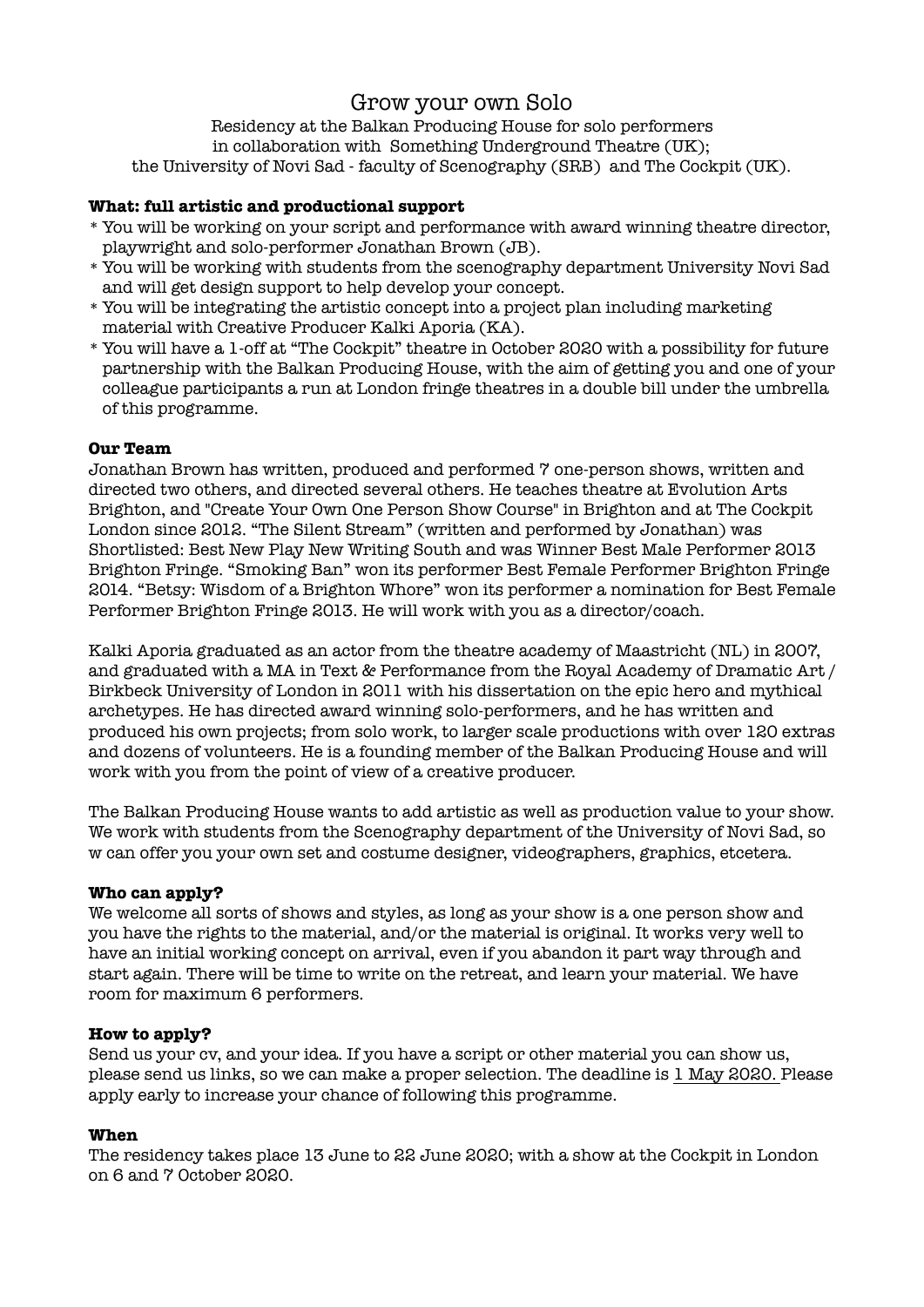# Grow your own Solo

Residency at the Balkan Producing House for solo performers
in collaboration with Something Underground Theatre (UK);
the University of Novi Sad - faculty of Scenography (SRB) and The Cockpit (UK).

**What: full artistic and productional support**

* You will be working on your script and performance with award winning theatre director, playwright and solo-performer Jonathan Brown (JB).
* You will be working with students from the scenography department University Novi Sad and will get design support to help develop your concept.
* You will be integrating the artistic concept into a project plan including marketing material with Creative Producer Kalki Aporia (KA).
* You will have a 1-off at "The Cockpit" theatre in October 2020 with a possibility for future partnership with the Balkan Producing House, with the aim of getting you and one of your colleague participants a run at London fringe theatres in a double bill under the umbrella of this programme.

**Our Team**

Jonathan Brown has written, produced and performed 7 one-person shows, written and directed two others, and directed several others. He teaches theatre at Evolution Arts Brighton, and "Create Your Own One Person Show Course" in Brighton and at The Cockpit London since 2012. "The Silent Stream" (written and performed by Jonathan) was Shortlisted: Best New Play New Writing South and was Winner Best Male Performer 2013 Brighton Fringe. "Smoking Ban" won its performer Best Female Performer Brighton Fringe 2014. "Betsy: Wisdom of a Brighton Whore" won its performer a nomination for Best Female Performer Brighton Fringe 2013. He will work with you as a director/coach.

Kalki Aporia graduated as an actor from the theatre academy of Maastricht (NL) in 2007, and graduated with a MA in Text & Performance from the Royal Academy of Dramatic Art / Birkbeck University of London in 2011 with his dissertation on the epic hero and mythical archetypes. He has directed award winning solo-performers, and he has written and produced his own projects; from solo work, to larger scale productions with over 120 extras and dozens of volunteers. He is a founding member of the Balkan Producing House and will work with you from the point of view of a creative producer.

The Balkan Producing House wants to add artistic as well as production value to your show. We work with students from the Scenography department of the University of Novi Sad, so w can offer you your own set and costume designer, videographers, graphics, etcetera.

**Who can apply?**

We welcome all sorts of shows and styles, as long as your show is a one person show and you have the rights to the material, and/or the material is original. It works very well to have an initial working concept on arrival, even if you abandon it part way through and start again. There will be time to write on the retreat, and learn your material. We have room for maximum 6 performers.

**How to apply?**

Send us your cv, and your idea. If you have a script or other material you can show us, please send us links, so we can make a proper selection. The deadline is 1 May 2020. Please apply early to increase your chance of following this programme.

**When**

The residency takes place 13 June to 22 June 2020; with a show at the Cockpit in London on 6 and 7 October 2020.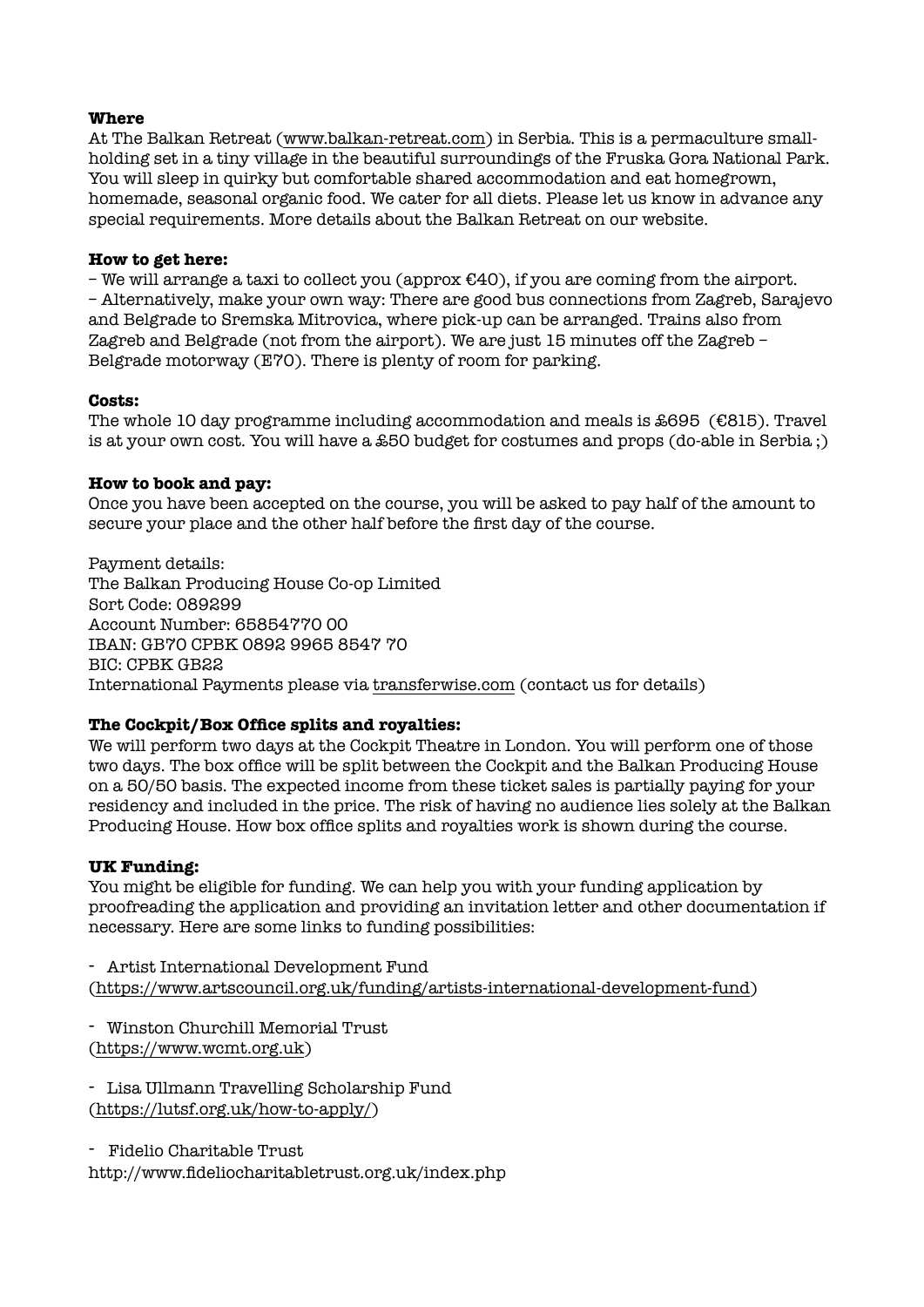**Where**
At The Balkan Retreat (www.balkan-retreat.com) in Serbia. This is a permaculture small-holding set in a tiny village in the beautiful surroundings of the Fruska Gora National Park. You will sleep in quirky but comfortable shared accommodation and eat homegrown, homemade, seasonal organic food. We cater for all diets. Please let us know in advance any special requirements. More details about the Balkan Retreat on our website.

**How to get here:**
– We will arrange a taxi to collect you (approx €40), if you are coming from the airport.
– Alternatively, make your own way: There are good bus connections from Zagreb, Sarajevo and Belgrade to Sremska Mitrovica, where pick-up can be arranged. Trains also from Zagreb and Belgrade (not from the airport). We are just 15 minutes off the Zagreb – Belgrade motorway (E70). There is plenty of room for parking.

**Costs:**
The whole 10 day programme including accommodation and meals is £695 (€815). Travel is at your own cost. You will have a £50 budget for costumes and props (do-able in Serbia ;)

**How to book and pay:**
Once you have been accepted on the course, you will be asked to pay half of the amount to secure your place and the other half before the first day of the course.

Payment details:
The Balkan Producing House Co-op Limited
Sort Code: 089299
Account Number: 65854770 00
IBAN: GB70 CPBK 0892 9965 8547 70
BIC: CPBK GB22
International Payments please via transferwise.com (contact us for details)

**The Cockpit/Box Office splits and royalties:**
We will perform two days at the Cockpit Theatre in London. You will perform one of those two days. The box office will be split between the Cockpit and the Balkan Producing House on a 50/50 basis. The expected income from these ticket sales is partially paying for your residency and included in the price. The risk of having no audience lies solely at the Balkan Producing House. How box office splits and royalties work is shown during the course.

**UK Funding:**
You might be eligible for funding. We can help you with your funding application by proofreading the application and providing an invitation letter and other documentation if necessary. Here are some links to funding possibilities:

- Artist International Development Fund (https://www.artscouncil.org.uk/funding/artists-international-development-fund)

- Winston Churchill Memorial Trust (https://www.wcmt.org.uk)

- Lisa Ullmann Travelling Scholarship Fund (https://lutsf.org.uk/how-to-apply/)

- Fidelio Charitable Trust
http://www.fideliocharitabletrust.org.uk/index.php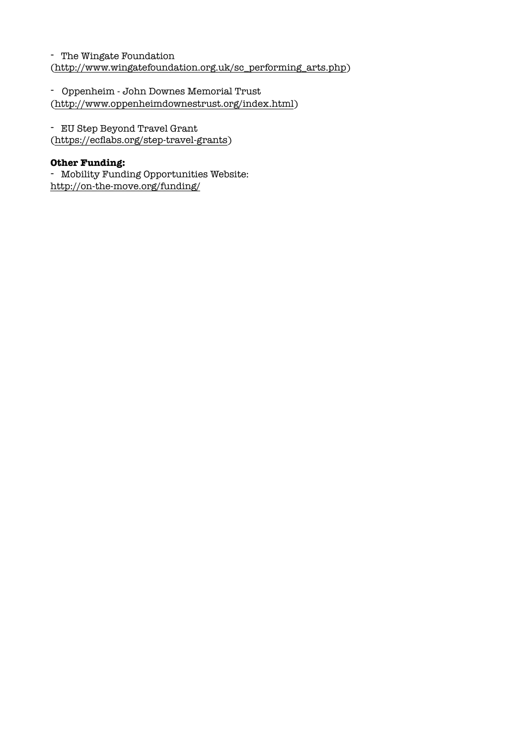- The Wingate Foundation
(http://www.wingatefoundation.org.uk/sc_performing_arts.php)

- Oppenheim - John Downes Memorial Trust
(http://www.oppenheimdownestrust.org/index.html)

- EU Step Beyond Travel Grant
(https://ecflabs.org/step-travel-grants)

**Other Funding:**
- Mobility Funding Opportunities Website:
http://on-the-move.org/funding/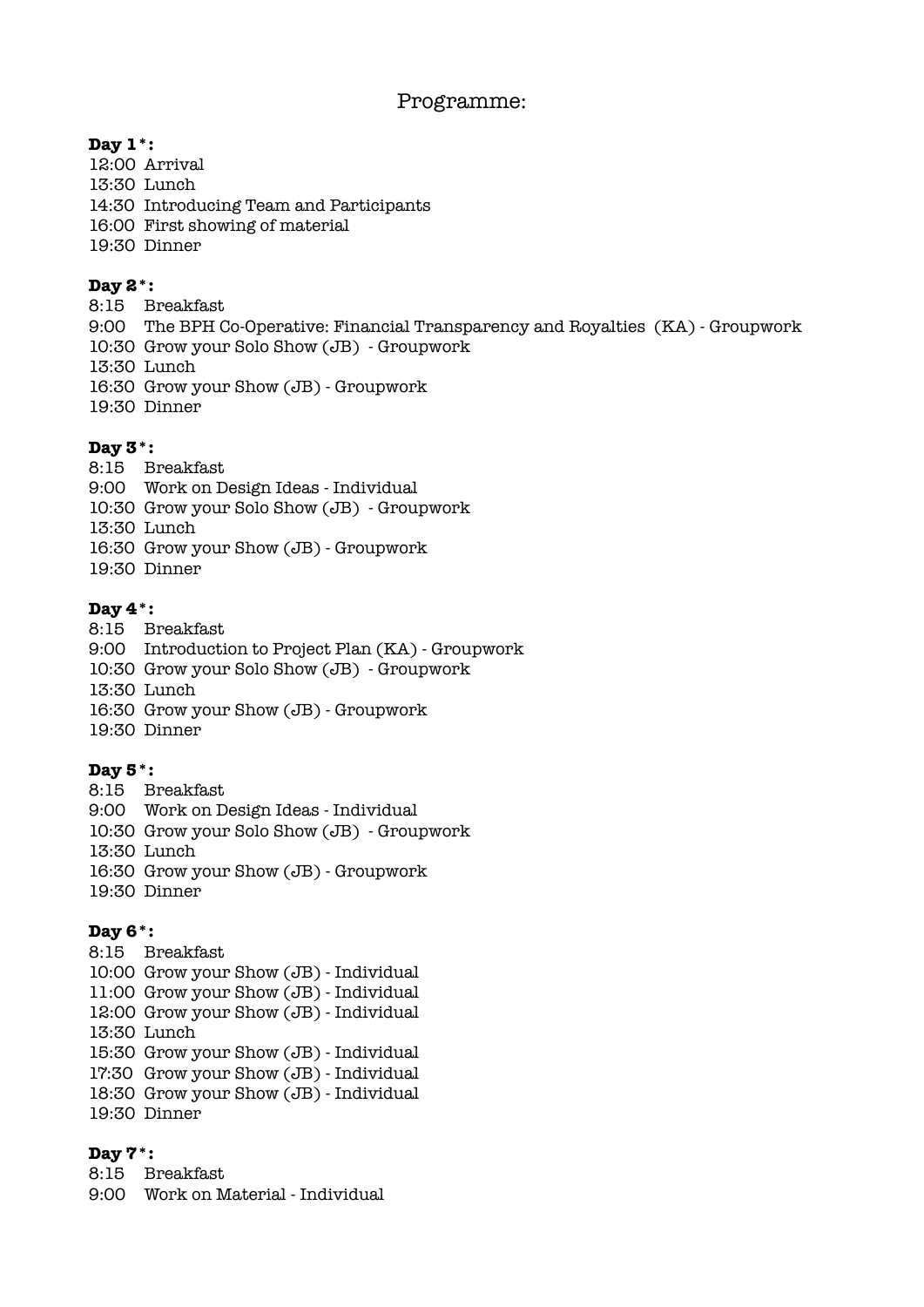# Programme:

**Day 1*:**

12:00 Arrival
13:30 Lunch
14:30 Introducing Team and Participants
16:00 First showing of material
19:30 Dinner

**Day 2*:**

8:15 Breakfast
9:00 The BPH Co-Operative: Financial Transparency and Royalties (KA) - Groupwork
10:30 Grow your Solo Show (JB) - Groupwork
13:30 Lunch
16:30 Grow your Show (JB) - Groupwork
19:30 Dinner

**Day 3*:**

8:15 Breakfast
9:00 Work on Design Ideas - Individual
10:30 Grow your Solo Show (JB) - Groupwork
13:30 Lunch
16:30 Grow your Show (JB) - Groupwork
19:30 Dinner

**Day 4*:**

8:15 Breakfast
9:00 Introduction to Project Plan (KA) - Groupwork
10:30 Grow your Solo Show (JB) - Groupwork
13:30 Lunch
16:30 Grow your Show (JB) - Groupwork
19:30 Dinner

**Day 5*:**

8:15 Breakfast
9:00 Work on Design Ideas - Individual
10:30 Grow your Solo Show (JB) - Groupwork
13:30 Lunch
16:30 Grow your Show (JB) - Groupwork
19:30 Dinner

**Day 6*:**

8:15 Breakfast
10:00 Grow your Show (JB) - Individual
11:00 Grow your Show (JB) - Individual
12:00 Grow your Show (JB) - Individual
13:30 Lunch
15:30 Grow your Show (JB) - Individual
17:30 Grow your Show (JB) - Individual
18:30 Grow your Show (JB) - Individual
19:30 Dinner

**Day 7*:**

8:15 Breakfast
9:00 Work on Material - Individual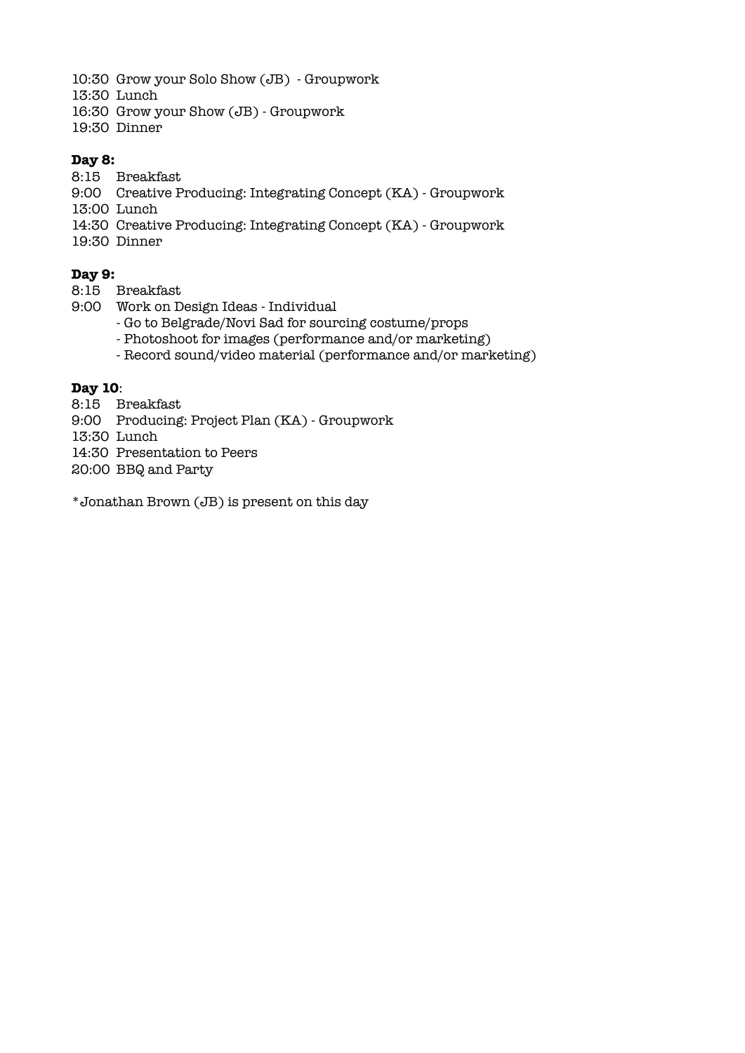10:30 Grow your Solo Show (JB) - Groupwork
13:30 Lunch
16:30 Grow your Show (JB) - Groupwork
19:30 Dinner

**Day 8:**
8:15 Breakfast
9:00 Creative Producing: Integrating Concept (KA) - Groupwork
13:00 Lunch
14:30 Creative Producing: Integrating Concept (KA) - Groupwork
19:30 Dinner

**Day 9:**
8:15 Breakfast
9:00 Work on Design Ideas - Individual
- Go to Belgrade/Novi Sad for sourcing costume/props
- Photoshoot for images (performance and/or marketing)
- Record sound/video material (performance and/or marketing)

**Day 10**:
8:15 Breakfast
9:00 Producing: Project Plan (KA) - Groupwork
13:30 Lunch
14:30 Presentation to Peers
20:00 BBQ and Party

*Jonathan Brown (JB) is present on this day